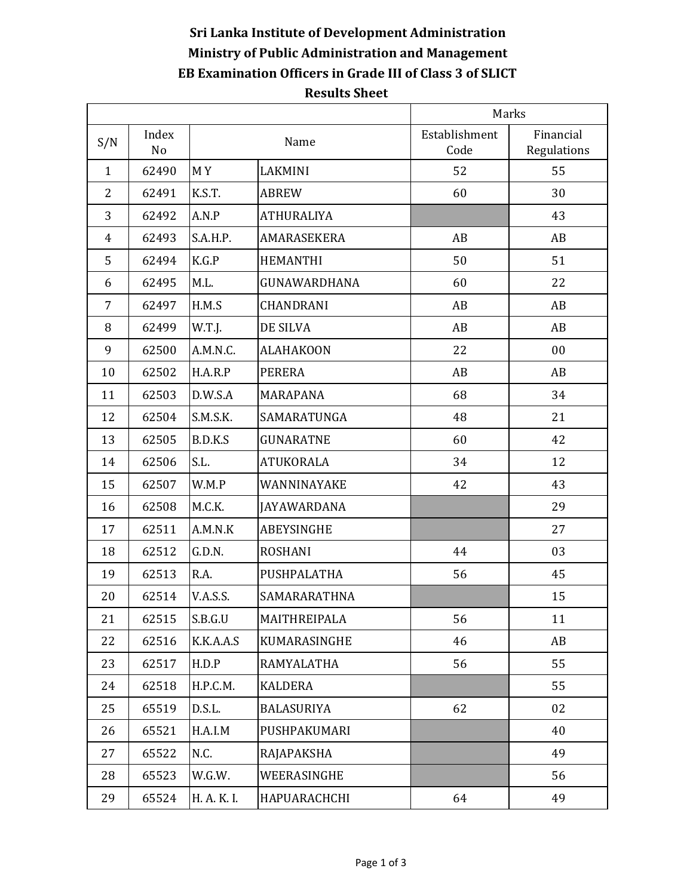**Sri Lanka Institute of Development Administration**

**Ministry of Public Administration and Management**

**EB Examination Officers in Grade III of Class 3 of SLICT**

**Results Sheet**

| | | | | Marks | |
|---|---|---|---|---|---|
| S/N | Index No | Name | | Establishment Code | Financial Regulations |
| 1 | 62490 | M Y | LAKMINI | 52 | 55 |
| 2 | 62491 | K.S.T. | ABREW | 60 | 30 |
| 3 | 62492 | A.N.P | ATHURALIYA | | 43 |
| 4 | 62493 | S.A.H.P. | AMARASEKERA | AB | AB |
| 5 | 62494 | K.G.P | HEMANTHI | 50 | 51 |
| 6 | 62495 | M.L. | GUNAWARDHANA | 60 | 22 |
| 7 | 62497 | H.M.S | CHANDRANI | AB | AB |
| 8 | 62499 | W.T.J. | DE SILVA | AB | AB |
| 9 | 62500 | A.M.N.C. | ALAHAKOON | 22 | 00 |
| 10 | 62502 | H.A.R.P | PERERA | AB | AB |
| 11 | 62503 | D.W.S.A | MARAPANA | 68 | 34 |
| 12 | 62504 | S.M.S.K. | SAMARATUNGA | 48 | 21 |
| 13 | 62505 | B.D.K.S | GUNARATNE | 60 | 42 |
| 14 | 62506 | S.L. | ATUKORALA | 34 | 12 |
| 15 | 62507 | W.M.P | WANNINAYAKE | 42 | 43 |
| 16 | 62508 | M.C.K. | JAYAWARDANA | | 29 |
| 17 | 62511 | A.M.N.K | ABEYSINGHE | | 27 |
| 18 | 62512 | G.D.N. | ROSHANI | 44 | 03 |
| 19 | 62513 | R.A. | PUSHPALATHA | 56 | 45 |
| 20 | 62514 | V.A.S.S. | SAMARARATHNA | | 15 |
| 21 | 62515 | S.B.G.U | MAITHREIPALA | 56 | 11 |
| 22 | 62516 | K.K.A.A.S | KUMARASINGHE | 46 | AB |
| 23 | 62517 | H.D.P | RAMYALATHA | 56 | 55 |
| 24 | 62518 | H.P.C.M. | KALDERA | | 55 |
| 25 | 65519 | D.S.L. | BALASURIYA | 62 | 02 |
| 26 | 65521 | H.A.I.M | PUSHPAKUMARI | | 40 |
| 27 | 65522 | N.C. | RAJAPAKSHA | | 49 |
| 28 | 65523 | W.G.W. | WEERASINGHE | | 56 |
| 29 | 65524 | H. A. K. I. | HAPUARACHCHI | 64 | 49 |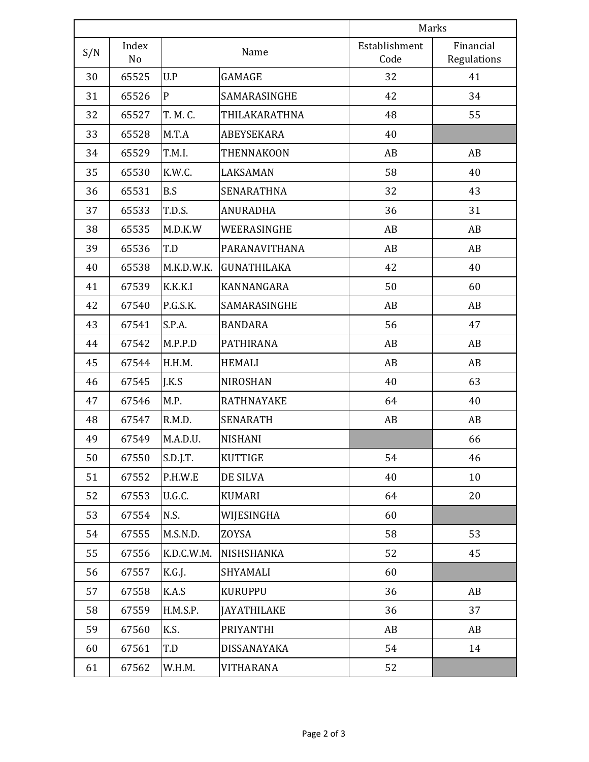| | | | | Marks | |
|---|---|---|---|---|---|
| S/N | Index No | Name | | Establishment Code | Financial Regulations |
| 30 | 65525 | U.P | GAMAGE | 32 | 41 |
| 31 | 65526 | P | SAMARASINGHE | 42 | 34 |
| 32 | 65527 | T. M. C. | THILAKARATHNA | 48 | 55 |
| 33 | 65528 | M.T.A | ABEYSEKARA | 40 | |
| 34 | 65529 | T.M.I. | THENNAKOON | AB | AB |
| 35 | 65530 | K.W.C. | LAKSAMAN | 58 | 40 |
| 36 | 65531 | B.S | SENARATHNA | 32 | 43 |
| 37 | 65533 | T.D.S. | ANURADHA | 36 | 31 |
| 38 | 65535 | M.D.K.W | WEERASINGHE | AB | AB |
| 39 | 65536 | T.D | PARANAVITHANA | AB | AB |
| 40 | 65538 | M.K.D.W.K. | GUNATHILAKA | 42 | 40 |
| 41 | 67539 | K.K.K.I | KANNANGARA | 50 | 60 |
| 42 | 67540 | P.G.S.K. | SAMARASINGHE | AB | AB |
| 43 | 67541 | S.P.A. | BANDARA | 56 | 47 |
| 44 | 67542 | M.P.P.D | PATHIRANA | AB | AB |
| 45 | 67544 | H.H.M. | HEMALI | AB | AB |
| 46 | 67545 | J.K.S | NIROSHAN | 40 | 63 |
| 47 | 67546 | M.P. | RATHNAYAKE | 64 | 40 |
| 48 | 67547 | R.M.D. | SENARATH | AB | AB |
| 49 | 67549 | M.A.D.U. | NISHANI | | 66 |
| 50 | 67550 | S.D.J.T. | KUTTIGE | 54 | 46 |
| 51 | 67552 | P.H.W.E | DE SILVA | 40 | 10 |
| 52 | 67553 | U.G.C. | KUMARI | 64 | 20 |
| 53 | 67554 | N.S. | WIJESINGHA | 60 | |
| 54 | 67555 | M.S.N.D. | ZOYSA | 58 | 53 |
| 55 | 67556 | K.D.C.W.M. | NISHSHANKA | 52 | 45 |
| 56 | 67557 | K.G.J. | SHYAMALI | 60 | |
| 57 | 67558 | K.A.S | KURUPPU | 36 | AB |
| 58 | 67559 | H.M.S.P. | JAYATHILAKE | 36 | 37 |
| 59 | 67560 | K.S. | PRIYANTHI | AB | AB |
| 60 | 67561 | T.D | DISSANAYAKA | 54 | 14 |
| 61 | 67562 | W.H.M. | VITHARANA | 52 | |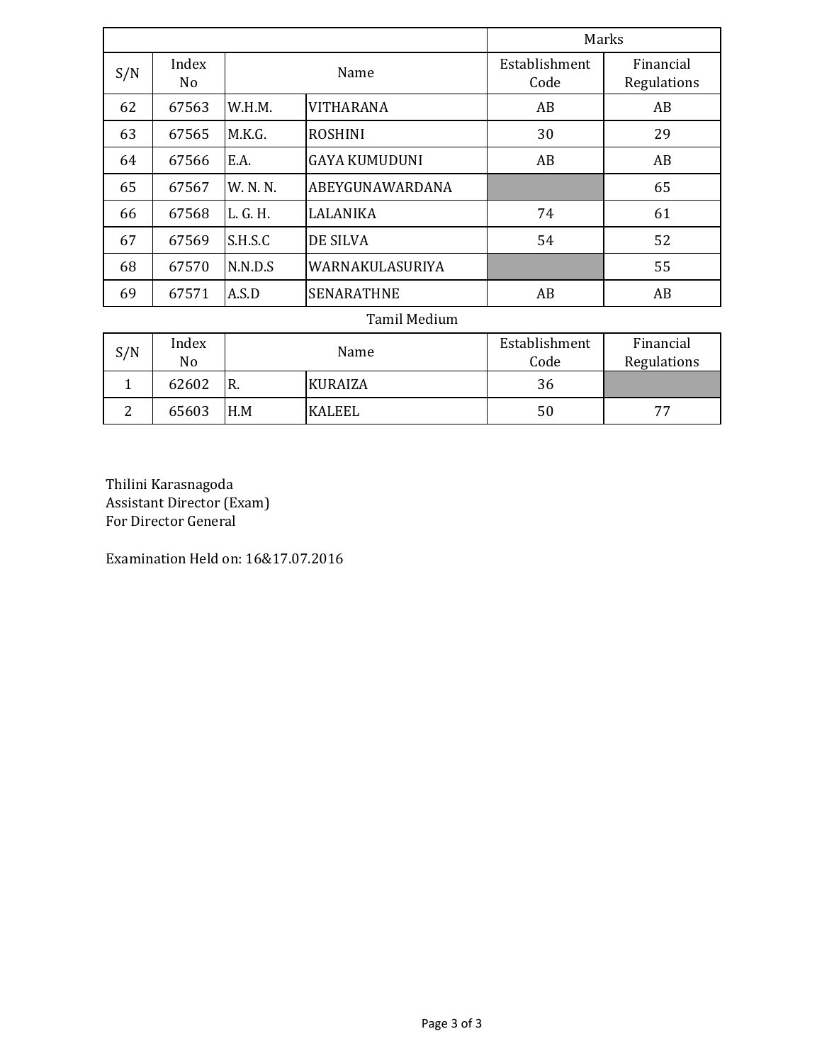| | | | | Marks | |
|---|---|---|---|---|---|
| S/N | Index No | Name | | Establishment Code | Financial Regulations |
| 62 | 67563 | W.H.M. | VITHARANA | AB | AB |
| 63 | 67565 | M.K.G. | ROSHINI | 30 | 29 |
| 64 | 67566 | E.A. | GAYA KUMUDUNI | AB | AB |
| 65 | 67567 | W. N. N. | ABEYGUNAWARDANA | | 65 |
| 66 | 67568 | L. G. H. | LALANIKA | 74 | 61 |
| 67 | 67569 | S.H.S.C | DE SILVA | 54 | 52 |
| 68 | 67570 | N.N.D.S | WARNAKULASURIYA | | 55 |
| 69 | 67571 | A.S.D | SENARATHNE | AB | AB |

Tamil Medium

| S/N | Index No | Name | | Establishment Code | Financial Regulations |
|---|---|---|---|---|---|
| 1 | 62602 | R. | KURAIZA | 36 | |
| 2 | 65603 | H.M | KALEEL | 50 | 77 |

Thilini Karasnagoda
Assistant Director (Exam)
For Director General

Examination Held on: 16&17.07.2016